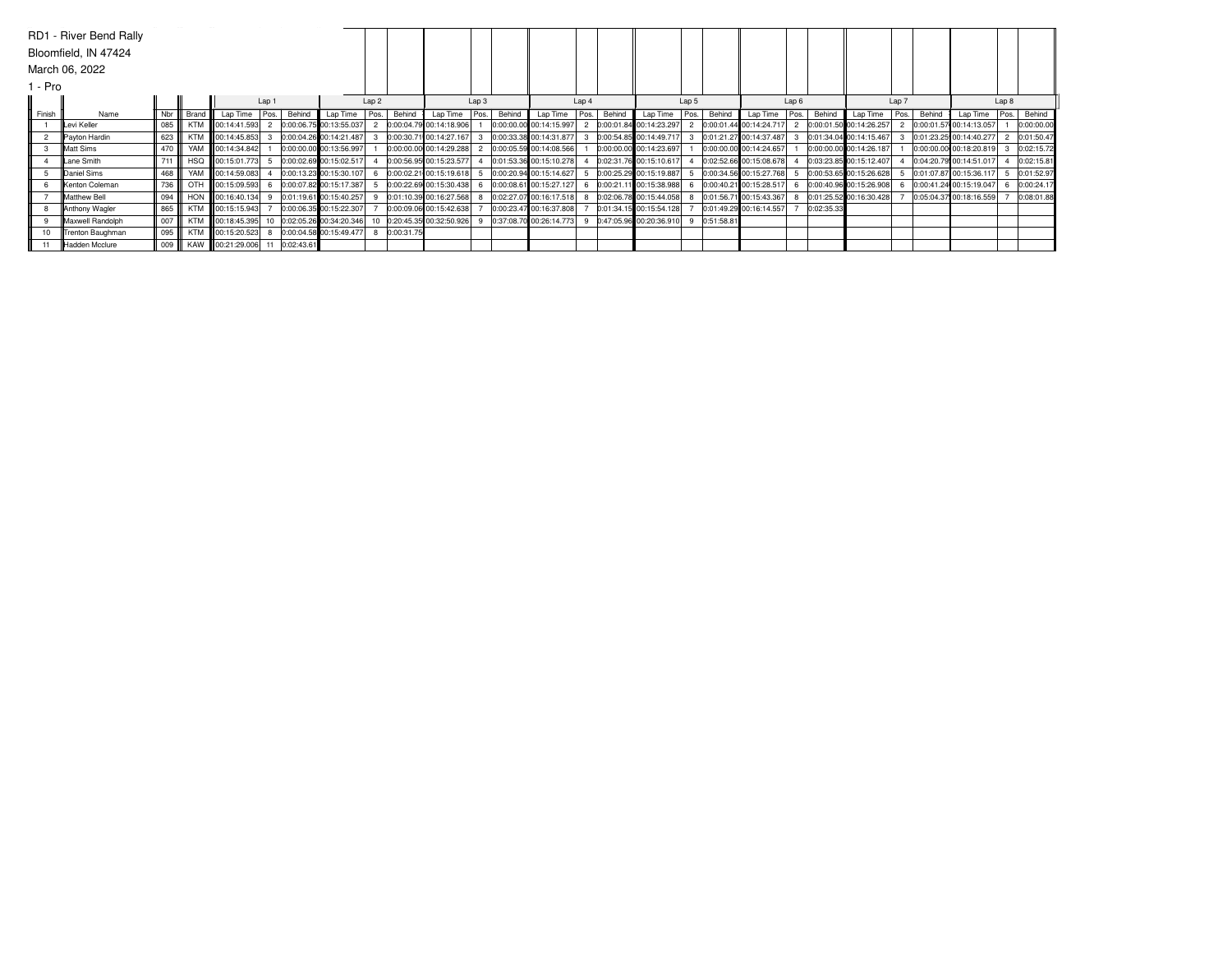RD1 - River Bend Rally

Bloomfield, IN 47424

March 06, 2022

1 - Pro

| | | | | Lap 1 | | | Lap 2 | | | Lap 3 | | | Lap 4 | | | Lap 5 | | | Lap 6 | | | Lap 7 | | | Lap 8 | | |
|---|---|---|---|---|---|---|---|---|---|---|---|---|---|---|---|---|---|---|---|---|---|---|---|---|---|---|---|
| Finish | Name | Nbr | Brand | Lap Time | Pos. | Behind | Lap Time | Pos. | Behind | Lap Time | Pos. | Behind | Lap Time | Pos. | Behind | Lap Time | Pos. | Behind | Lap Time | Pos. | Behind | Lap Time | Pos. | Behind | Lap Time | Pos. | Behind |
| 1 | Levi Keller | 085 | KTM | 00:14:41.593 | 2 | 0:00:06.75 | 00:13:55.037 | 2 | 0:00:04.79 | 00:14:18.906 | 1 | 0:00:00.00 | 00:14:15.997 | 2 | 0:00:01.84 | 00:14:23.297 | 2 | 0:00:01.44 | 00:14:24.717 | 2 | 0:00:01.50 | 00:14:26.257 | 2 | 0:00:01.57 | 00:14:13.057 | 1 | 0:00:00.00 |
| 2 | Payton Hardin | 623 | KTM | 00:14:45.853 | 3 | 0:00:04.26 | 00:14:21.487 | 3 | 0:00:30.71 | 00:14:27.167 | 3 | 0:00:33.38 | 00:14:31.877 | 3 | 0:00:54.85 | 00:14:49.717 | 3 | 0:01:21.27 | 00:14:37.487 | 3 | 0:01:34.04 | 00:14:15.467 | 3 | 0:01:23.25 | 00:14:40.277 | 2 | 0:01:50.47 |
| 3 | Matt Sims | 470 | YAM | 00:14:34.842 | 1 | 0:00:00.00 | 00:13:56.997 | 1 | 0:00:00.00 | 00:14:29.288 | 2 | 0:00:05.59 | 00:14:08.566 | 1 | 0:00:00.00 | 00:14:23.697 | 1 | 0:00:00.00 | 00:14:24.657 | 1 | 0:00:00.00 | 00:14:26.187 | 1 | 0:00:00.00 | 00:18:20.819 | 3 | 0:02:15.72 |
| 4 | Lane Smith | 711 | HSQ | 00:15:01.773 | 5 | 0:00:02.69 | 00:15:02.517 | 4 | 0:00:56.95 | 00:15:23.577 | 4 | 0:01:53.36 | 00:15:10.278 | 4 | 0:02:31.76 | 00:15:10.617 | 4 | 0:02:52.66 | 00:15:08.678 | 4 | 0:03:23.85 | 00:15:12.407 | 4 | 0:04:20.79 | 00:14:51.017 | 4 | 0:02:15.81 |
| 5 | Daniel Sims | 468 | YAM | 00:14:59.083 | 4 | 0:00:13.23 | 00:15:30.107 | 6 | 0:00:02.21 | 00:15:19.618 | 5 | 0:00:20.94 | 00:15:14.627 | 5 | 0:00:25.29 | 00:15:19.887 | 5 | 0:00:34.56 | 00:15:27.768 | 5 | 0:00:53.65 | 00:15:26.628 | 5 | 0:01:07.87 | 00:15:36.117 | 5 | 0:01:52.97 |
| 6 | Kenton Coleman | 736 | OTH | 00:15:09.593 | 6 | 0:00:07.82 | 00:15:17.387 | 5 | 0:00:22.69 | 00:15:30.438 | 6 | 0:00:08.61 | 00:15:27.127 | 6 | 0:00:21.11 | 00:15:38.988 | 6 | 0:00:40.21 | 00:15:28.517 | 6 | 0:00:40.96 | 00:15:26.908 | 6 | 0:00:41.24 | 00:15:19.047 | 6 | 0:00:24.17 |
| 7 | Matthew Bell | 094 | HON | 00:16:40.134 | 9 | 0:01:19.61 | 00:15:40.257 | 9 | 0:01:10.39 | 00:16:27.568 | 8 | 0:02:27.07 | 00:16:17.518 | 8 | 0:02:06.78 | 00:15:44.058 | 8 | 0:01:56.71 | 00:15:43.367 | 8 | 0:01:25.52 | 00:16:30.428 | 7 | 0:05:04.37 | 00:18:16.559 | 7 | 0:08:01.88 |
| 8 | Anthony Wagler | 865 | KTM | 00:15:15.943 | 7 | 0:00:06.35 | 00:15:22.307 | 7 | 0:00:09.06 | 00:15:42.638 | 7 | 0:00:23.47 | 00:16:37.808 | 7 | 0:01:34.15 | 00:15:54.128 | 7 | 0:01:49.29 | 00:16:14.557 | 7 | 0:02:35.33 | | | | | | |
| 9 | Maxwell Randolph | 007 | KTM | 00:18:45.395 | 10 | 0:02:05.26 | 00:34:20.346 | 10 | 0:20:45.35 | 00:32:50.926 | 9 | 0:37:08.70 | 00:26:14.773 | 9 | 0:47:05.96 | 00:20:36.910 | 9 | 0:51:58.81 | | | | | | | | | |
| 10 | Trenton Baughman | 095 | KTM | 00:15:20.523 | 8 | 0:00:04.58 | 00:15:49.477 | 8 | 0:00:31.75 | | | | | | | | | | | | | | | | | | |
| 11 | Hadden Mcclure | 009 | KAW | 00:21:29.006 | 11 | 0:02:43.61 | | | | | | | | | | | | | | | | | | | | | |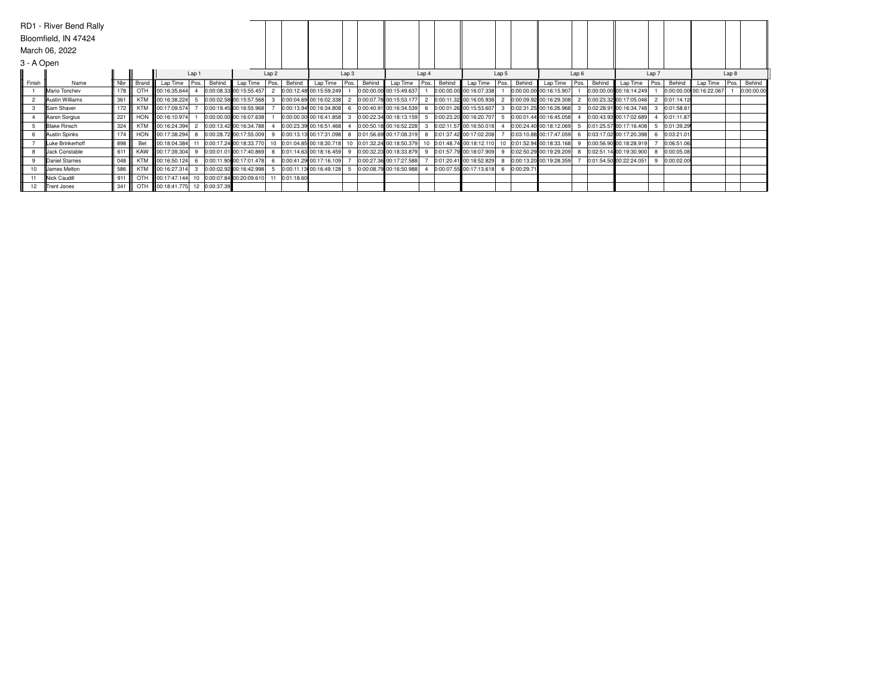RD1 - River Bend Rally

Bloomfield, IN 47424

March 06, 2022

3 - A Open

| Finish | Name | Nbr | Brand | Lap 1 | | | Lap 2 | | | Lap 3 | | | Lap 4 | | | Lap 5 | | | Lap 6 | | | Lap 7 | | | Lap 8 | | |
|---|---|---|---|---|---|---|---|---|---|---|---|---|---|---|---|---|---|---|---|---|---|---|---|---|---|---|---|
| | | | | Lap Time | Pos. | Behind | Lap Time | Pos. | Behind | Lap Time | Pos. | Behind | Lap Time | Pos. | Behind | Lap Time | Pos. | Behind | Lap Time | Pos. | Behind | Lap Time | Pos. | Behind | Lap Time | Pos. | Behind |
| 1 | Mario Tonchev | 178 | OTH | 00:16:35.644 | 4 | 0:00:08.33 | 00:15:55.457 | 2 | 0:00:12.48 | 00:15:59.249 | 1 | 0:00:00.00 | 00:15:49.637 | 1 | 0:00:00.00 | 00:16:07.338 | 1 | 0:00:00.00 | 00:16:15.907 | 1 | 0:00:00.00 | 00:16:14.249 | 1 | 0:00:00.00 | 00:16:22.067 | 1 | 0:00:00.00 |
| 2 | Austin Williams | 361 | KTM | 00:16:38.224 | 5 | 0:00:02.58 | 00:15:57.568 | 3 | 0:00:04.69 | 00:16:02.338 | 2 | 0:00:07.78 | 00:15:53.177 | 2 | 0:00:11.32 | 00:16:05.938 | 2 | 0:00:09.92 | 00:16:29.308 | 2 | 0:00:23.32 | 00:17:05.048 | 2 | 0:01:14.12 | | | |
| 3 | Sam Shaver | 172 | KTM | 00:17:09.574 | 7 | 0:00:19.45 | 00:16:55.968 | 7 | 0:00:13.94 | 00:16:34.808 | 6 | 0:00:40.91 | 00:16:34.539 | 6 | 0:00:01.26 | 00:15:53.607 | 3 | 0:02:31.25 | 00:16:26.968 | 3 | 0:02:28.91 | 00:16:34.748 | 3 | 0:01:58.61 | | | |
| 4 | Aaron Sorgius | 221 | HON | 00:16:10.974 | 1 | 0:00:00.00 | 00:16:07.638 | 1 | 0:00:00.00 | 00:16:41.858 | 3 | 0:00:22.34 | 00:18:13.159 | 5 | 0:00:23.20 | 00:16:20.707 | 5 | 0:00:01.44 | 00:16:45.058 | 4 | 0:00:43.93 | 00:17:02.689 | 4 | 0:01:11.87 | | | |
| 5 | Blake Rinsch | 324 | KTM | 00:16:24.394 | 2 | 0:00:13.42 | 00:16:34.788 | 4 | 0:00:23.39 | 00:16:51.468 | 4 | 0:00:50.18 | 00:16:52.228 | 3 | 0:02:11.57 | 00:16:50.018 | 4 | 0:00:24.40 | 00:18:12.069 | 5 | 0:01:25.57 | 00:17:16.408 | 5 | 0:01:39.29 | | | |
| 6 | Austin Spinks | 174 | HON | 00:17:38.294 | 8 | 0:00:28.72 | 00:17:55.009 | 9 | 0:00:13.13 | 00:17:31.098 | 8 | 0:01:56.69 | 00:17:08.319 | 8 | 0:01:37.42 | 00:17:02.208 | 7 | 0:03:10.88 | 00:17:47.059 | 6 | 0:03:17.02 | 00:17:20.398 | 6 | 0:03:21.01 | | | |
| 7 | Luke Brinkerhoff | 898 | Bet | 00:18:04.384 | 11 | 0:00:17.24 | 00:18:33.770 | 10 | 0:01:04.85 | 00:18:30.718 | 10 | 0:01:32.24 | 00:18:50.379 | 10 | 0:01:48.74 | 00:18:12.110 | 10 | 0:01:52.94 | 00:18:33.168 | 9 | 0:00:56.90 | 00:18:28.919 | 7 | 0:06:51.06 | | | |
| 8 | Jack Constable | 611 | KAW | 00:17:39.304 | 9 | 0:00:01.01 | 00:17:40.869 | 8 | 0:01:14.63 | 00:18:16.459 | 9 | 0:00:32.23 | 00:18:33.879 | 9 | 0:01:57.79 | 00:18:07.909 | 9 | 0:02:50.29 | 00:19:29.209 | 8 | 0:02:51.14 | 00:19:30.900 | 8 | 0:00:05.08 | | | |
| 9 | Daniel Starnes | 048 | KTM | 00:16:50.124 | 6 | 0:00:11.90 | 00:17:01.478 | 6 | 0:00:41.29 | 00:17:16.109 | 7 | 0:00:27.36 | 00:17:27.588 | 7 | 0:01:20.41 | 00:18:52.829 | 8 | 0:00:13.20 | 00:19:28.359 | 7 | 0:01:54.50 | 00:22:24.051 | 9 | 0:00:02.00 | | | |
| 10 | James Melton | 586 | KTM | 00:16:27.314 | 3 | 0:00:02.92 | 00:16:42.998 | 5 | 0:00:11.13 | 00:16:49.128 | 5 | 0:00:08.79 | 00:16:50.988 | 4 | 0:00:07.55 | 00:17:13.618 | 6 | 0:00:29.71 | | | | | | | | | |
| 11 | Nick Caudill | 911 | OTH | 00:17:47.144 | 10 | 0:00:07.84 | 00:20:09.610 | 11 | 0:01:18.60 | | | | | | | | | | | | | | | | | | |
| 12 | Trent Jones | 341 | OTH | 00:18:41.775 | 12 | 0:00:37.39 | | | | | | | | | | | | | | | | | | | | | |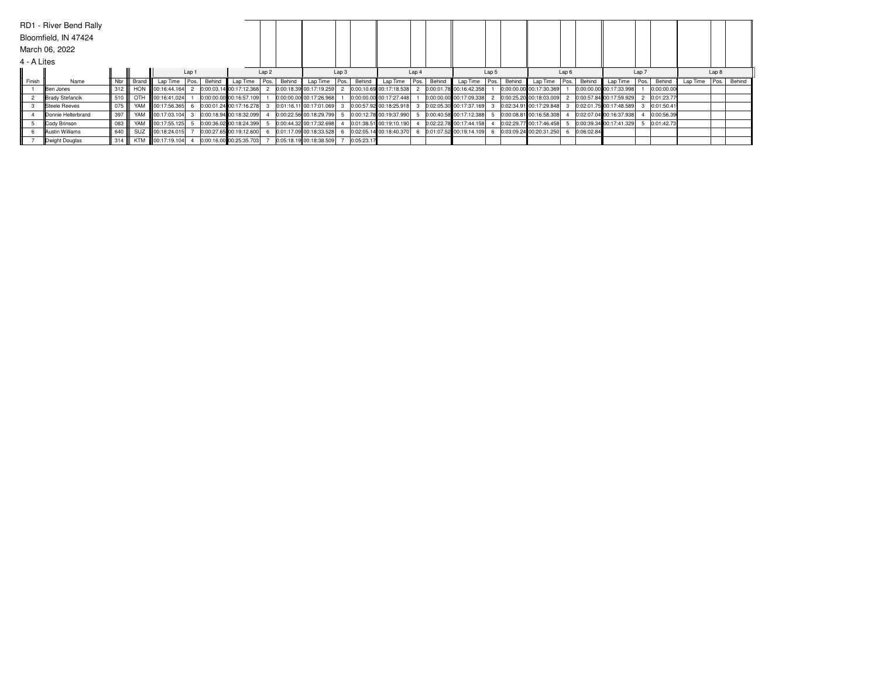RD1 - River Bend Rally

Bloomfield, IN 47424

March 06, 2022

4 - A Lites

| Finish | Name | Nbr | Brand | Lap 1 | | | Lap 2 | | | Lap 3 | | | Lap 4 | | | Lap 5 | | | Lap 6 | | | Lap 7 | | | Lap 8 | | |
|---|---|---|---|---|---|---|---|---|---|---|---|---|---|---|---|---|---|---|---|---|---|---|---|---|---|---|---|
| | | | | Lap Time | Pos. | Behind | Lap Time | Pos. | Behind | Lap Time | Pos. | Behind | Lap Time | Pos. | Behind | Lap Time | Pos. | Behind | Lap Time | Pos. | Behind | Lap Time | Pos. | Behind | Lap Time | Pos. | Behind |
| 1 | Ben Jones | 312 | HON | 00:16:44.164 | 2 | 0:00:03.14 | 00:17:12.368 | 2 | 0:00:18.39 | 00:17:19.259 | 2 | 0:00:10.69 | 00:17:18.538 | 2 | 0:00:01.78 | 00:16:42.358 | 1 | 0:00:00.00 | 00:17:30.369 | 1 | 0:00:00.00 | 00:17:33.998 | 1 | 0:00:00.00 | | | |
| 2 | Brady Stefancik | 510 | OTH | 00:16:41.024 | 1 | 0:00:00.00 | 00:16:57.109 | 1 | 0:00:00.00 | 00:17:26.968 | 1 | 0:00:00.00 | 00:17:27.448 | 1 | 0:00:00.00 | 00:17:09.338 | 2 | 0:00:25.20 | 00:18:03.009 | 2 | 0:00:57.84 | 00:17:59.929 | 2 | 0:01:23.77 | | | |
| 3 | Steele Reeves | 075 | YAM | 00:17:56.365 | 6 | 0:00:01.24 | 00:17:16.278 | 3 | 0:01:16.11 | 00:17:01.069 | 3 | 0:00:57.92 | 00:18:25.918 | 3 | 0:02:05.30 | 00:17:37.169 | 3 | 0:02:34.91 | 00:17:29.848 | 3 | 0:02:01.75 | 00:17:48.589 | 3 | 0:01:50.41 | | | |
| 4 | Donnie Helterbrand | 397 | YAM | 00:17:03.104 | 3 | 0:00:18.94 | 00:18:32.099 | 4 | 0:00:22.56 | 00:18:29.799 | 5 | 0:00:12.78 | 00:19:37.990 | 5 | 0:00:40.58 | 00:17:12.388 | 5 | 0:00:08.81 | 00:16:58.308 | 4 | 0:02:07.04 | 00:16:37.938 | 4 | 0:00:56.39 | | | |
| 5 | Cody Brinson | 083 | YAM | 00:17:55.125 | 5 | 0:00:36.02 | 00:18:24.399 | 5 | 0:00:44.32 | 00:17:32.698 | 4 | 0:01:38.51 | 00:19:10.190 | 4 | 0:02:22.78 | 00:17:44.158 | 4 | 0:02:29.77 | 00:17:46.458 | 5 | 0:00:39.34 | 00:17:41.329 | 5 | 0:01:42.73 | | | |
| 6 | Austin Williams | 640 | SUZ | 00:18:24.015 | 7 | 0:00:27.65 | 00:19:12.600 | 6 | 0:01:17.09 | 00:18:33.528 | 6 | 0:02:05.14 | 00:18:40.370 | 6 | 0:01:07.52 | 00:19:14.109 | 6 | 0:03:09.24 | 00:20:31.250 | 6 | 0:06:02.84 | | | | | | |
| 7 | Dwight Douglas | 314 | KTM | 00:17:19.104 | 4 | 0:00:16.00 | 00:25:35.703 | 7 | 0:05:18.19 | 00:18:38.509 | 7 | 0:05:23.17 | | | | | | | | | | | | | | | |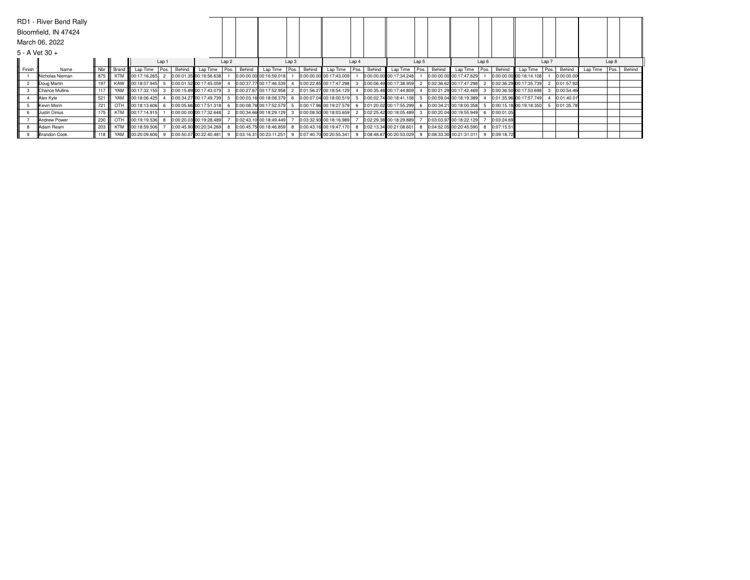RD1 - River Bend Rally

Bloomfield, IN 47424

March 06, 2022

5 - A Vet 30 +

| Finish | Name | Nbr | Brand | Lap 1 | | | Lap 2 | | | Lap 3 | | | Lap 4 | | | Lap 5 | | | Lap 6 | | | Lap 7 | | | Lap 8 | | |
|---|---|---|---|---|---|---|---|---|---|---|---|---|---|---|---|---|---|---|---|---|---|---|---|---|---|---|---|
| | | | | Lap Time | Pos. | Behind | Lap Time | Pos. | Behind | Lap Time | Pos. | Behind | Lap Time | Pos. | Behind | Lap Time | Pos. | Behind | Lap Time | Pos. | Behind | Lap Time | Pos. | Behind | Lap Time | Pos. | Behind |
| 1 | Nicholas Nieman | 875 | KTM | 00:17:16.265 | 2 | 0:00:01.35 | 00:16:56.638 | 1 | 0:00:00.00 | 00:16:59.018 | 1 | 0:00:00.00 | 00:17:43.009 | 1 | 0:00:00.00 | 00:17:34.248 | 1 | 0:00:00.00 | 00:17:47.629 | 1 | 0:00:00.00 | 00:18:14.108 | 1 | 0:00:00.00 | | | |
| 2 | Doug Martin | 197 | KAW | 00:18:07.945 | 5 | 0:00:01.52 | 00:17:45.059 | 4 | 0:00:37.77 | 00:17:46.539 | 4 | 0:00:22.85 | 00:17:47.298 | 3 | 0:00:06.49 | 00:17:38.959 | 2 | 0:02:36.62 | 00:17:47.298 | 2 | 0:02:36.29 | 00:17:35.739 | 2 | 0:01:57.92 | | | |
| 3 | Chance Mullins | 117 | YAM | 00:17:32.155 | 3 | 0:00:15.89 | 00:17:43.079 | 3 | 0:00:27.67 | 00:17:52.958 | 2 | 0:01:56.27 | 00:18:54.129 | 4 | 0:00:35.48 | 00:17:44.809 | 4 | 0:00:21.29 | 00:17:42.469 | 3 | 0:00:36.50 | 00:17:53.698 | 3 | 0:00:54.46 | | | |
| 4 | Alex Kyle | 521 | YAM | 00:18:06.425 | 4 | 0:00:34.27 | 00:17:49.739 | 5 | 0:00:03.16 | 00:18:08.379 | 6 | 0:00:07.04 | 00:18:00.519 | 5 | 0:00:02.74 | 00:18:41.108 | 5 | 0:00:59.04 | 00:18:19.389 | 4 | 0:01:35.96 | 00:17:57.749 | 4 | 0:01:40.01 | | | |
| 5 | Kevin Morin | 721 | OTH | 00:18:13.606 | 6 | 0:00:05.66 | 00:17:51.318 | 6 | 0:00:08.76 | 00:17:52.579 | 5 | 0:00:17.96 | 00:19:27.579 | 6 | 0:01:20.02 | 00:17:55.299 | 6 | 0:00:34.21 | 00:18:00.358 | 5 | 0:00:15.16 | 00:19:18.350 | 5 | 0:01:35.78 | | | |
| 6 | Justin Dinius | 175 | KTM | 00:17:14.915 | 1 | 0:00:00.00 | 00:17:32.648 | 2 | 0:00:34.66 | 00:18:29.129 | 3 | 0:00:08.50 | 00:18:03.659 | 2 | 0:02:25.42 | 00:18:05.489 | 3 | 0:00:20.04 | 00:19:55.949 | 6 | 0:00:01.05 | | | | | | |
| 7 | Andrew Power | 230 | OTH | 00:19:19.536 | 8 | 0:00:20.03 | 00:19:28.489 | 7 | 0:02:43.10 | 00:18:49.449 | 7 | 0:03:32.93 | 00:18:16.989 | 7 | 0:02:29.38 | 00:18:29.889 | 7 | 0:03:03.97 | 00:18:22.129 | 7 | 0:03:24.69 | | | | | | |
| 8 | Adam Ream | 203 | KTM | 00:18:59.506 | 7 | 0:00:45.90 | 00:20:34.269 | 8 | 0:00:45.75 | 00:18:46.859 | 8 | 0:00:43.16 | 00:19:47.170 | 8 | 0:02:13.34 | 00:21:08.601 | 8 | 0:04:52.05 | 00:20:45.590 | 8 | 0:07:15.51 | | | | | | |
| 9 | Brandon Cook | 118 | YAM | 00:20:09.606 | 9 | 0:00:50.07 | 00:22:40.481 | 9 | 0:03:16.31 | 00:23:11.251 | 9 | 0:07:40.70 | 00:20:55.341 | 9 | 0:08:48.87 | 00:20:53.029 | 9 | 0:08:33.30 | 00:21:31.011 | 9 | 0:09:18.72 | | | | | | |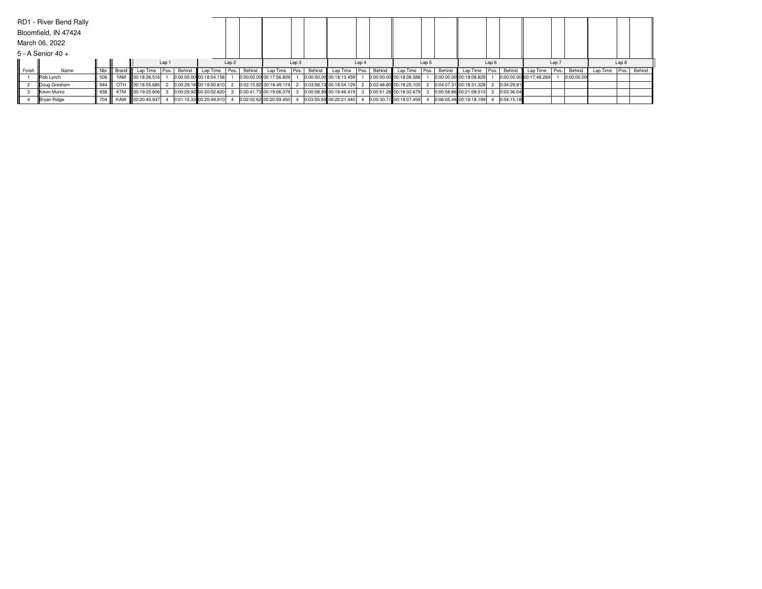RD1 - River Bend Rally

Bloomfield, IN 47424

March 06, 2022

5 - A Senior 40 +

| | | | | Lap 1 | | | Lap 2 | | | Lap 3 | | | Lap 4 | | | Lap 5 | | | Lap 6 | | | Lap 7 | | | Lap 8 | | |
|---|---|---|---|---|---|---|---|---|---|---|---|---|---|---|---|---|---|---|---|---|---|---|---|---|---|---|---|
| Finish | Name | Nbr | Brand | Lap Time | Pos. | Behind | Lap Time | Pos. | Behind | Lap Time | Pos. | Behind | Lap Time | Pos. | Behind | Lap Time | Pos. | Behind | Lap Time | Pos. | Behind | Lap Time | Pos. | Behind | Lap Time | Pos. | Behind |
| 1 | Rob Lynch | 506 | YAM | 00:18:26.516 | 1 | 0:00:00.00 | 00:18:04.158 | 1 | 0:00:00.00 | 00:17:56.809 | 1 | 0:00:00.00 | 00:18:13.459 | 1 | 0:00:00.00 | 00:18:06.588 | 1 | 0:00:00.00 | 00:18:08.829 | 1 | 0:00:00.00 | 00:17:48.269 | 1 | 0:00:00.00 | | | |
| 2 | Doug Gresham | 944 | OTH | 00:18:55.685 | 2 | 0:00:29.16 | 00:19:50.810 | 2 | 0:02:15.82 | 00:18:49.119 | 2 | 0:03:08.13 | 00:18:54.129 | 2 | 0:03:48.80 | 00:18:25.100 | 2 | 0:04:07.31 | 00:18:31.328 | 2 | 0:04:29.81 | | | | | | |
| 3 | Kevin Munro | 938 | KTM | 00:19:25.606 | 3 | 0:00:29.92 | 00:20:02.620 | 3 | 0:00:41.73 | 00:19:06.379 | 3 | 0:00:58.99 | 00:18:46.419 | 3 | 0:00:51.28 | 00:18:32.679 | 3 | 0:00:58.86 | 00:21:08.510 | 3 | 0:03:36.04 | | | | | | |
| 4 | Bryan Ridge | 704 | KAW | 00:20:40.937 | 4 | 0:01:15.33 | 00:20:49.910 | 4 | 0:02:02.62 | 00:20:59.450 | 4 | 0:03:55.69 | 00:20:21.440 | 4 | 0:05:30.71 | 00:19:07.459 | 4 | 0:06:05.49 | 00:19:18.199 | 4 | 0:04:15.18 | | | | | | |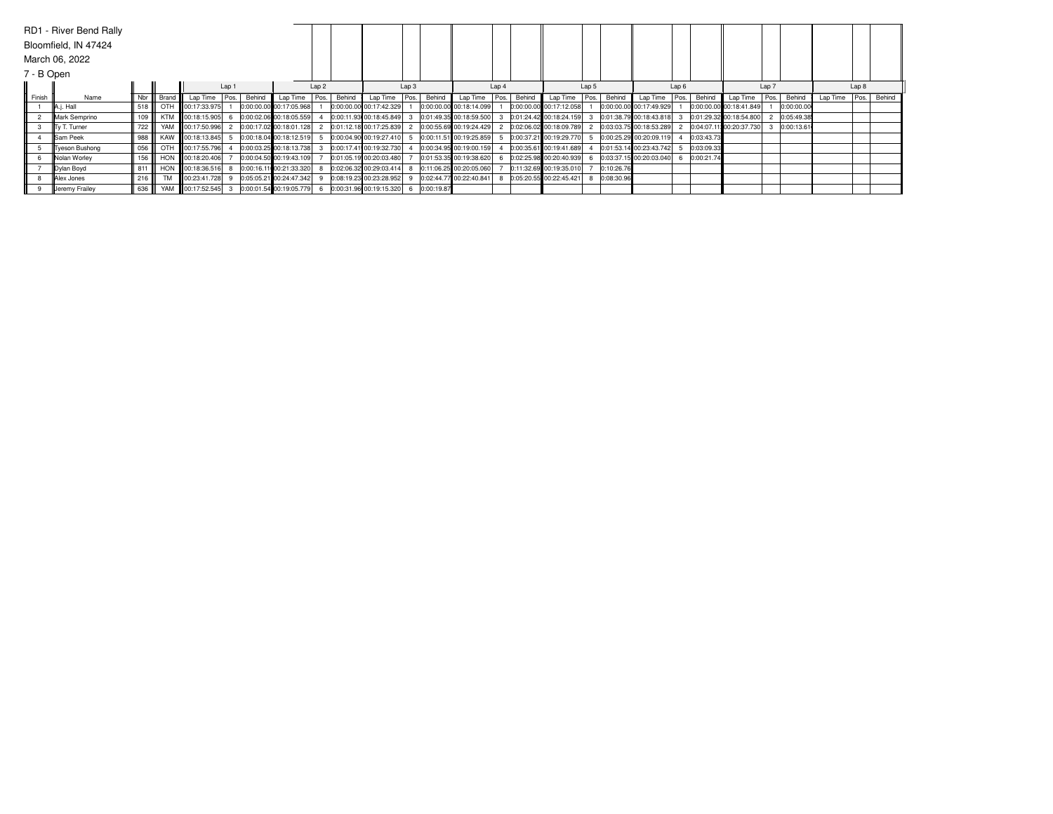RD1 - River Bend Rally

Bloomfield, IN 47424

March 06, 2022

7 - B Open

| | | | | Lap 1 | | | Lap 2 | | | Lap 3 | | | Lap 4 | | | Lap 5 | | | Lap 6 | | | Lap 7 | | | Lap 8 | | |
|---|---|---|---|---|---|---|---|---|---|---|---|---|---|---|---|---|---|---|---|---|---|---|---|---|---|---|---|
| Finish | Name | Nbr | Brand | Lap Time | Pos. | Behind | Lap Time | Pos. | Behind | Lap Time | Pos. | Behind | Lap Time | Pos. | Behind | Lap Time | Pos. | Behind | Lap Time | Pos. | Behind | Lap Time | Pos. | Behind | Lap Time | Pos. | Behind |
| 1 | A.j. Hall | 518 | OTH | 00:17:33.975 | 1 | 0:00:00.00 | 00:17:05.968 | 1 | 0:00:00.00 | 00:17:42.329 | 1 | 0:00:00.00 | 00:18:14.099 | 1 | 0:00:00.00 | 00:17:12.058 | 1 | 0:00:00.00 | 00:17:49.929 | 1 | 0:00:00.00 | 00:18:41.849 | 1 | 0:00:00.00 | | | |
| 2 | Mark Semprino | 109 | KTM | 00:18:15.905 | 6 | 0:00:02.06 | 00:18:05.559 | 4 | 0:00:11.93 | 00:18:45.849 | 3 | 0:01:49.35 | 00:18:59.500 | 3 | 0:01:24.42 | 00:18:24.159 | 3 | 0:01:38.79 | 00:18:43.818 | 3 | 0:01:29.32 | 00:18:54.800 | 2 | 0:05:49.38 | | | |
| 3 | Ty T. Turner | 722 | YAM | 00:17:50.996 | 2 | 0:00:17.02 | 00:18:01.128 | 2 | 0:01:12.18 | 00:17:25.839 | 2 | 0:00:55.69 | 00:19:24.429 | 2 | 0:02:06.02 | 00:18:09.789 | 2 | 0:03:03.75 | 00:18:53.289 | 2 | 0:04:07.11 | 00:20:37.730 | 3 | 0:00:13.61 | | | |
| 4 | Sam Peek | 988 | KAW | 00:18:13.845 | 5 | 0:00:18.04 | 00:18:12.519 | 5 | 0:00:04.90 | 00:19:27.410 | 5 | 0:00:11.51 | 00:19:25.859 | 5 | 0:00:37.21 | 00:19:29.770 | 5 | 0:00:25.29 | 00:20:09.119 | 4 | 0:03:43.73 | | | | | | |
| 5 | Tyeson Bushong | 056 | OTH | 00:17:55.796 | 4 | 0:00:03.25 | 00:18:13.738 | 3 | 0:00:17.41 | 00:19:32.730 | 4 | 0:00:34.95 | 00:19:00.159 | 4 | 0:00:35.61 | 00:19:41.689 | 4 | 0:01:53.14 | 00:23:43.742 | 5 | 0:03:09.33 | | | | | | |
| 6 | Nolan Worley | 156 | HON | 00:18:20.406 | 7 | 0:00:04.50 | 00:19:43.109 | 7 | 0:01:05.19 | 00:20:03.480 | 7 | 0:01:53.35 | 00:19:38.620 | 6 | 0:02:25.98 | 00:20:40.939 | 6 | 0:03:37.15 | 00:20:03.040 | 6 | 0:00:21.74 | | | | | | |
| 7 | Dylan Boyd | 811 | HON | 00:18:36.516 | 8 | 0:00:16.11 | 00:21:33.320 | 8 | 0:02:06.32 | 00:29:03.414 | 8 | 0:11:06.25 | 00:20:05.060 | 7 | 0:11:32.69 | 00:19:35.010 | 7 | 0:10:26.76 | | | | | | | | | |
| 8 | Alex Jones | 216 | TM | 00:23:41.728 | 9 | 0:05:05.21 | 00:24:47.342 | 9 | 0:08:19.23 | 00:23:28.952 | 9 | 0:02:44.77 | 00:22:40.841 | 8 | 0:05:20.55 | 00:22:45.421 | 8 | 0:08:30.96 | | | | | | | | | |
| 9 | Jeremy Frailey | 636 | YAM | 00:17:52.545 | 3 | 0:00:01.54 | 00:19:05.779 | 6 | 0:00:31.96 | 00:19:15.320 | 6 | 0:00:19.87 | | | | | | | | | | | | | | | |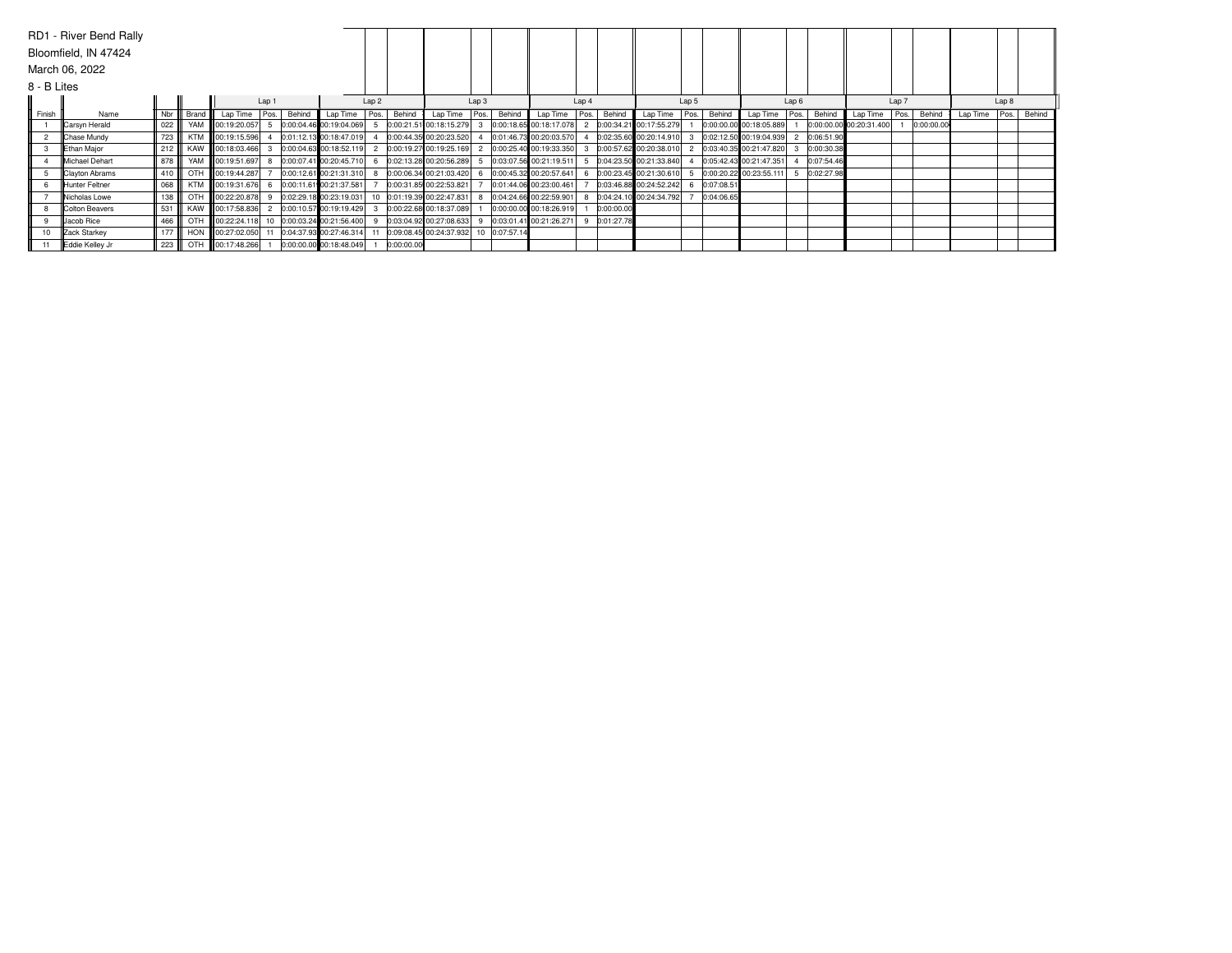RD1 - River Bend Rally

Bloomfield, IN 47424

March 06, 2022

8 - B Lites

| Finish | Name | Nbr | Brand | Lap 1 | | | Lap 2 | | | Lap 3 | | | Lap 4 | | | Lap 5 | | | Lap 6 | | | Lap 7 | | | Lap 8 | | |
|---|---|---|---|---|---|---|---|---|---|---|---|---|---|---|---|---|---|---|---|---|---|---|---|---|---|---|---|
| | | | | Lap Time | Pos. | Behind | Lap Time | Pos. | Behind | Lap Time | Pos. | Behind | Lap Time | Pos. | Behind | Lap Time | Pos. | Behind | Lap Time | Pos. | Behind | Lap Time | Pos. | Behind | Lap Time | Pos. | Behind |
| 1 | Carsyn Herald | 022 | YAM | 00:19:20.057 | 5 | 0:00:04.46 | 00:19:04.069 | 5 | 0:00:21.51 | 00:18:15.279 | 3 | 0:00:18.65 | 00:18:17.078 | 2 | 0:00:34.21 | 00:17:55.279 | 1 | 0:00:00.00 | 00:18:05.889 | 1 | 0:00:00.00 | 00:20:31.400 | 1 | 0:00:00.00 | | | |
| 2 | Chase Mundy | 723 | KTM | 00:19:15.596 | 4 | 0:01:12.13 | 00:18:47.019 | 4 | 0:00:44.35 | 00:20:23.520 | 4 | 0:01:46.73 | 00:20:03.570 | 4 | 0:02:35.60 | 00:20:14.910 | 3 | 0:02:12.50 | 00:19:04.939 | 2 | 0:06:51.90 | | | | | | |
| 3 | Ethan Major | 212 | KAW | 00:18:03.466 | 3 | 0:00:04.63 | 00:18:52.119 | 2 | 0:00:19.27 | 00:19:25.169 | 2 | 0:00:25.40 | 00:19:33.350 | 3 | 0:00:57.62 | 00:20:38.010 | 2 | 0:03:40.35 | 00:21:47.820 | 3 | 0:00:30.38 | | | | | | |
| 4 | Michael Dehart | 878 | YAM | 00:19:51.697 | 8 | 0:00:07.41 | 00:20:45.710 | 6 | 0:02:13.28 | 00:20:56.289 | 5 | 0:03:07.56 | 00:21:19.511 | 5 | 0:04:23.50 | 00:21:33.840 | 4 | 0:05:42.43 | 00:21:47.351 | 4 | 0:07:54.46 | | | | | | |
| 5 | Clayton Abrams | 410 | OTH | 00:19:44.287 | 7 | 0:00:12.61 | 00:21:31.310 | 8 | 0:00:06.34 | 00:21:03.420 | 6 | 0:00:45.32 | 00:20:57.641 | 6 | 0:00:23.45 | 00:21:30.610 | 5 | 0:00:20.22 | 00:23:55.111 | 5 | 0:02:27.96 | | | | | | |
| 6 | Hunter Feltner | 068 | KTM | 00:19:31.676 | 6 | 0:00:11.61 | 00:21:37.581 | 7 | 0:00:31.85 | 00:22:53.821 | 7 | 0:01:44.06 | 00:23:00.461 | 7 | 0:03:46.88 | 00:24:52.242 | 6 | 0:07:08.51 | | | | | | | | | |
| 7 | Nicholas Lowe | 138 | OTH | 00:22:20.878 | 9 | 0:02:29.18 | 00:23:19.031 | 10 | 0:01:19.39 | 00:22:47.831 | 8 | 0:04:24.66 | 00:22:59.901 | 8 | 0:04:24.10 | 00:24:34.792 | 7 | 0:04:06.65 | | | | | | | | | |
| 8 | Colton Beavers | 531 | KAW | 00:17:58.836 | 2 | 0:00:10.57 | 00:19:19.429 | 3 | 0:00:22.68 | 00:18:37.089 | 1 | 0:00:00.00 | 00:18:26.919 | 1 | 0:00:00.00 | | | | | | | | | | | | |
| 9 | Jacob Rice | 466 | OTH | 00:22:24.118 | 10 | 0:00:03.24 | 00:21:56.400 | 9 | 0:03:04.92 | 00:27:08.633 | 9 | 0:03:01.41 | 00:21:26.271 | 9 | 0:01:27.78 | | | | | | | | | | | | |
| 10 | Zack Starkey | 177 | HON | 00:27:02.050 | 11 | 0:04:37.93 | 00:27:46.314 | 11 | 0:09:08.45 | 00:24:37.932 | 10 | 0:07:57.14 | | | | | | | | | | | | | | | |
| 11 | Eddie Kelley Jr | 223 | OTH | 00:17:48.266 | 1 | 0:00:00.00 | 00:18:48.049 | 1 | 0:00:00.00 | | | | | | | | | | | | | | | | | | |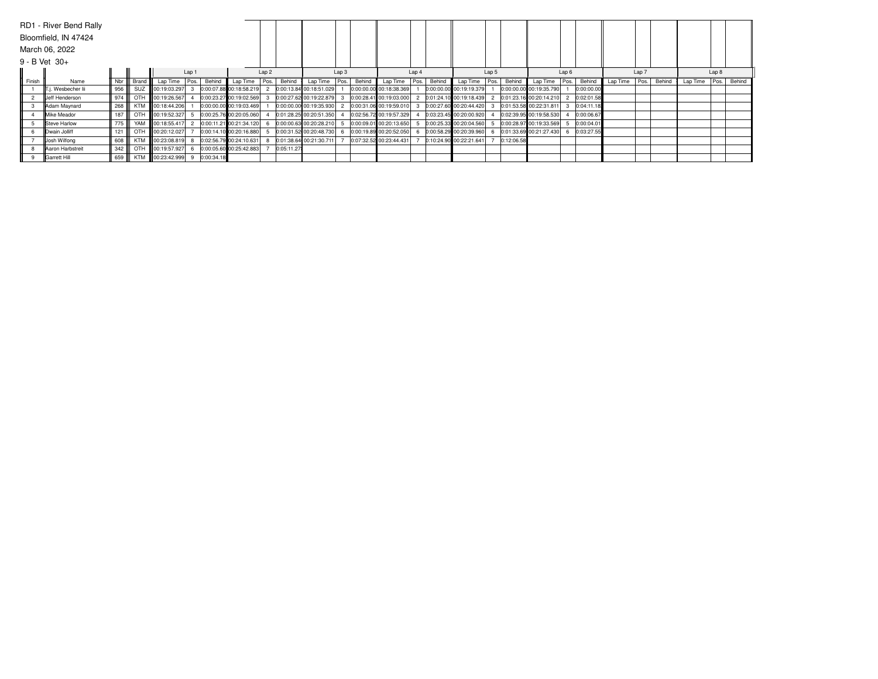RD1 - River Bend Rally

Bloomfield, IN 47424

March 06, 2022

9 - B Vet 30+

| | | | | Lap 1 | | | Lap 2 | | | Lap 3 | | | Lap 4 | | | Lap 5 | | | Lap 6 | | | Lap 7 | | | Lap 8 | | |
|---|---|---|---|---|---|---|---|---|---|---|---|---|---|---|---|---|---|---|---|---|---|---|---|---|---|---|---|
| Finish | Name | Nbr | Brand | Lap Time | Pos. | Behind | Lap Time | Pos. | Behind | Lap Time | Pos. | Behind | Lap Time | Pos. | Behind | Lap Time | Pos. | Behind | Lap Time | Pos. | Behind | Lap Time | Pos. | Behind | Lap Time | Pos. | Behind |
| 1 | T.j. Wesbecher Iii | 956 | SUZ | 00:19:03.297 | 3 | 0:00:07.88 | 00:18:58.219 | 2 | 0:00:13.84 | 00:18:51.029 | 1 | 0:00:00.00 | 00:18:38.369 | 1 | 0:00:00.00 | 00:19:19.379 | 1 | 0:00:00.00 | 00:19:35.790 | 1 | 0:00:00.00 | | | | | | |
| 2 | Jeff Henderson | 974 | OTH | 00:19:26.567 | 4 | 0:00:23.27 | 00:19:02.569 | 3 | 0:00:27.62 | 00:19:22.879 | 3 | 0:00:28.41 | 00:19:03.000 | 2 | 0:01:24.10 | 00:19:18.439 | 2 | 0:01:23.16 | 00:20:14.210 | 2 | 0:02:01.58 | | | | | | |
| 3 | Adam Maynard | 268 | KTM | 00:18:44.206 | 1 | 0:00:00.00 | 00:19:03.469 | 1 | 0:00:00.00 | 00:19:35.930 | 2 | 0:00:31.06 | 00:19:59.010 | 3 | 0:00:27.60 | 00:20:44.420 | 3 | 0:01:53.58 | 00:22:31.811 | 3 | 0:04:11.18 | | | | | | |
| 4 | Mike Meador | 187 | OTH | 00:19:52.327 | 5 | 0:00:25.76 | 00:20:05.060 | 4 | 0:01:28.25 | 00:20:51.350 | 4 | 0:02:56.72 | 00:19:57.329 | 4 | 0:03:23.45 | 00:20:00.920 | 4 | 0:02:39.95 | 00:19:58.530 | 4 | 0:00:06.67 | | | | | | |
| 5 | Steve Harlow | 775 | YAM | 00:18:55.417 | 2 | 0:00:11.21 | 00:21:34.120 | 6 | 0:00:00.63 | 00:20:28.210 | 5 | 0:00:09.01 | 00:20:13.650 | 5 | 0:00:25.33 | 00:20:04.560 | 5 | 0:00:28.97 | 00:19:33.569 | 5 | 0:00:04.01 | | | | | | |
| 6 | Dwain Jolliff | 121 | OTH | 00:20:12.027 | 7 | 0:00:14.10 | 00:20:16.880 | 5 | 0:00:31.52 | 00:20:48.730 | 6 | 0:00:19.89 | 00:20:52.050 | 6 | 0:00:58.29 | 00:20:39.960 | 6 | 0:01:33.69 | 00:21:27.430 | 6 | 0:03:27.55 | | | | | | |
| 7 | Josh Wilfong | 608 | KTM | 00:23:08.819 | 8 | 0:02:56.79 | 00:24:10.631 | 8 | 0:01:38.64 | 00:21:30.711 | 7 | 0:07:32.52 | 00:23:44.431 | 7 | 0:10:24.90 | 00:22:21.641 | 7 | 0:12:06.58 | | | | | | | | | |
| 8 | Aaron Harbstreit | 342 | OTH | 00:19:57.927 | 6 | 0:00:05.60 | 00:25:42.883 | 7 | 0:05:11.27 | | | | | | | | | | | | | | | | | | |
| 9 | Garrett Hill | 659 | KTM | 00:23:42.999 | 9 | 0:00:34.18 | | | | | | | | | | | | | | | | | | | | | |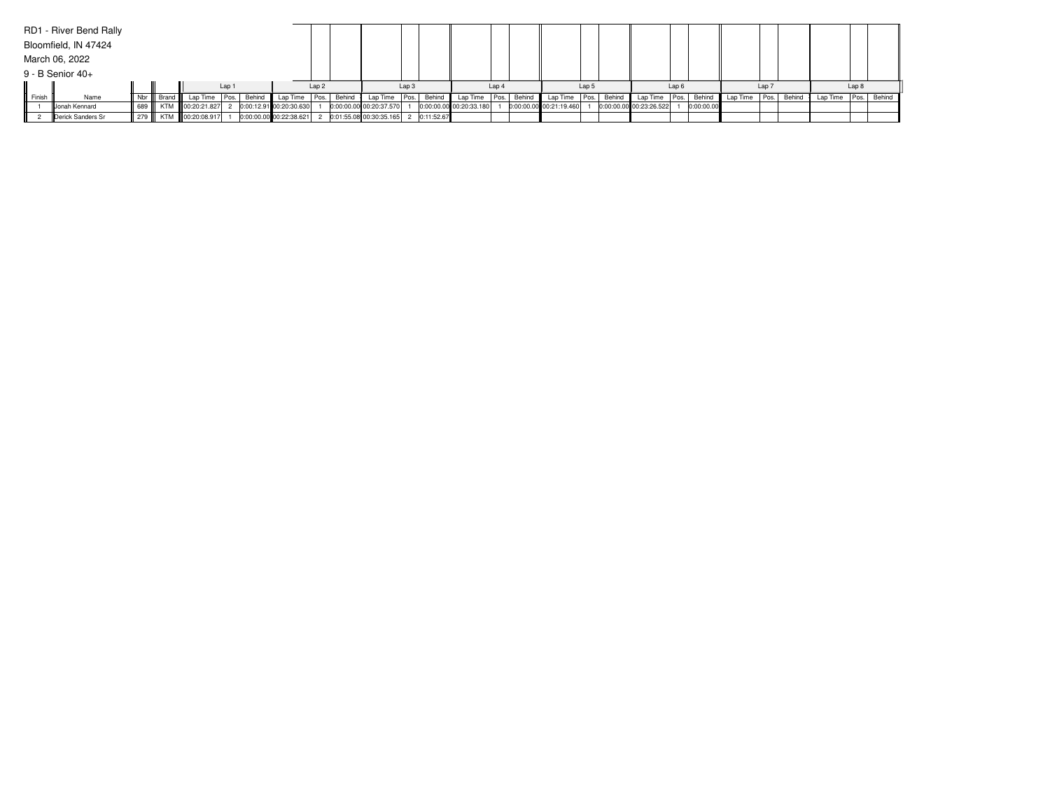RD1 - River Bend Rally

Bloomfield, IN 47424

March 06, 2022

9 - B Senior 40+

| | | | | Lap 1 | | | Lap 2 | | | Lap 3 | | | Lap 4 | | | Lap 5 | | | Lap 6 | | | Lap 7 | | | Lap 8 | | |
|---|---|---|---|---|---|---|---|---|---|---|---|---|---|---|---|---|---|---|---|---|---|---|---|---|---|---|---|
| Finish | Name | Nbr | Brand | Lap Time | Pos. | Behind | Lap Time | Pos. | Behind | Lap Time | Pos. | Behind | Lap Time | Pos. | Behind | Lap Time | Pos. | Behind | Lap Time | Pos. | Behind | Lap Time | Pos. | Behind | Lap Time | Pos. | Behind |
| 1 | Jonah Kennard | 689 | KTM | 00:20:21.827 | 2 | 0:00:12.91 | 00:20:30.630 | 1 | 0:00:00.00 | 00:20:37.570 | 1 | 0:00:00.00 | 00:20:33.180 | 1 | 0:00:00.00 | 00:21:19.460 | 1 | 0:00:00.00 | 00:23:26.522 | 1 | 0:00:00.00 | | | | | | |
| 2 | Derick Sanders Sr | 279 | KTM | 00:20:08.917 | 1 | 0:00:00.00 | 00:22:38.621 | 2 | 0:01:55.08 | 00:30:35.165 | 2 | 0:11:52.67 | | | | | | | | | | | | | | | |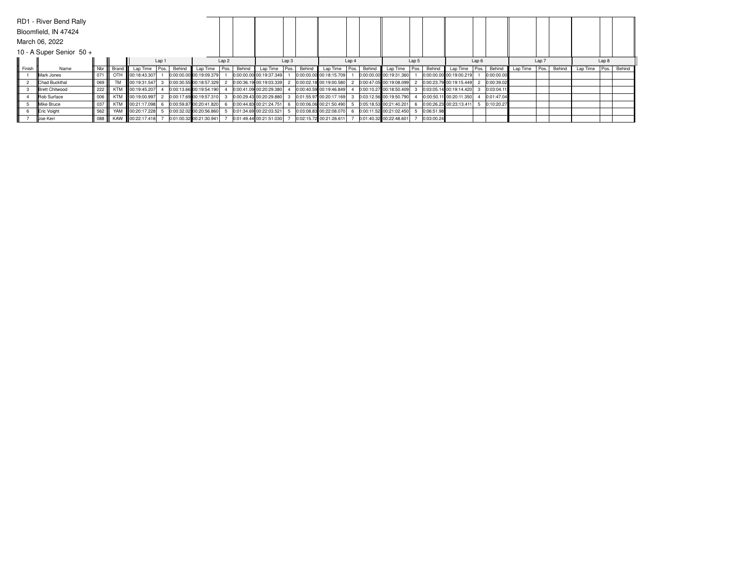RD1 - River Bend Rally

Bloomfield, IN 47424

March 06, 2022

10 - A Super Senior 50 +

| | | | | Lap 1 | | | Lap 2 | | | Lap 3 | | | Lap 4 | | | Lap 5 | | | Lap 6 | | | Lap 7 | | | Lap 8 | | |
|---|---|---|---|---|---|---|---|---|---|---|---|---|---|---|---|---|---|---|---|---|---|---|---|---|---|---|---|
| Finish | Name | Nbr | Brand | Lap Time | Pos. | Behind | Lap Time | Pos. | Behind | Lap Time | Pos. | Behind | Lap Time | Pos. | Behind | Lap Time | Pos. | Behind | Lap Time | Pos. | Behind | Lap Time | Pos. | Behind | Lap Time | Pos. | Behind |
| 1 | Mark Jones | 071 | OTH | 00:18:43.307 | 1 | 0:00:00.00 | 00:19:09.379 | 1 | 0:00:00.00 | 00:19:37.349 | 1 | 0:00:00.00 | 00:18:15.709 | 1 | 0:00:00.00 | 00:19:31.360 | 1 | 0:00:00.00 | 00:19:00.219 | 1 | 0:00:00.00 | | | | | | |
| 2 | Chad Buckthal | 069 | TM | 00:19:31.547 | 3 | 0:00:30.55 | 00:18:57.329 | 2 | 0:00:36.19 | 00:19:03.339 | 2 | 0:00:02.18 | 00:19:00.580 | 2 | 0:00:47.05 | 00:19:08.099 | 2 | 0:00:23.79 | 00:19:15.449 | 2 | 0:00:39.02 | | | | | | |
| 3 | Brett Chitwood | 222 | KTM | 00:19:45.207 | 4 | 0:00:13.66 | 00:19:54.190 | 4 | 0:00:41.09 | 00:20:29.380 | 4 | 0:00:40.59 | 00:19:46.849 | 4 | 0:00:10.27 | 00:18:50.409 | 3 | 0:03:05.14 | 00:19:14.420 | 3 | 0:03:04.11 | | | | | | |
| 4 | Rob Surface | 006 | KTM | 00:19:00.997 | 2 | 0:00:17.69 | 00:19:57.310 | 3 | 0:00:29.43 | 00:20:29.880 | 3 | 0:01:55.97 | 00:20:17.169 | 3 | 0:03:12.56 | 00:19:50.790 | 4 | 0:00:50.11 | 00:20:11.350 | 4 | 0:01:47.04 | | | | | | |
| 5 | Mike Bruce | 037 | KTM | 00:21:17.098 | 6 | 0:00:59.87 | 00:20:41.820 | 6 | 0:00:44.83 | 00:21:24.751 | 6 | 0:00:06.06 | 00:21:50.490 | 5 | 0:05:18.53 | 00:21:40.201 | 6 | 0:00:26.23 | 00:23:13.411 | 5 | 0:10:20.27 | | | | | | |
| 6 | Eric Voight | 562 | YAM | 00:20:17.228 | 5 | 0:00:32.02 | 00:20:56.860 | 5 | 0:01:34.69 | 00:22:03.521 | 5 | 0:03:08.83 | 00:22:08.070 | 6 | 0:00:11.52 | 00:21:02.450 | 5 | 0:06:51.98 | | | | | | | | | |
| 7 | Joe Kerr | 088 | KAW | 00:22:17.418 | 7 | 0:01:00.32 | 00:21:30.941 | 7 | 0:01:49.44 | 00:21:51.030 | 7 | 0:02:15.72 | 00:21:26.611 | 7 | 0:01:40.32 | 00:22:48.601 | 7 | 0:03:00.24 | | | | | | | | | |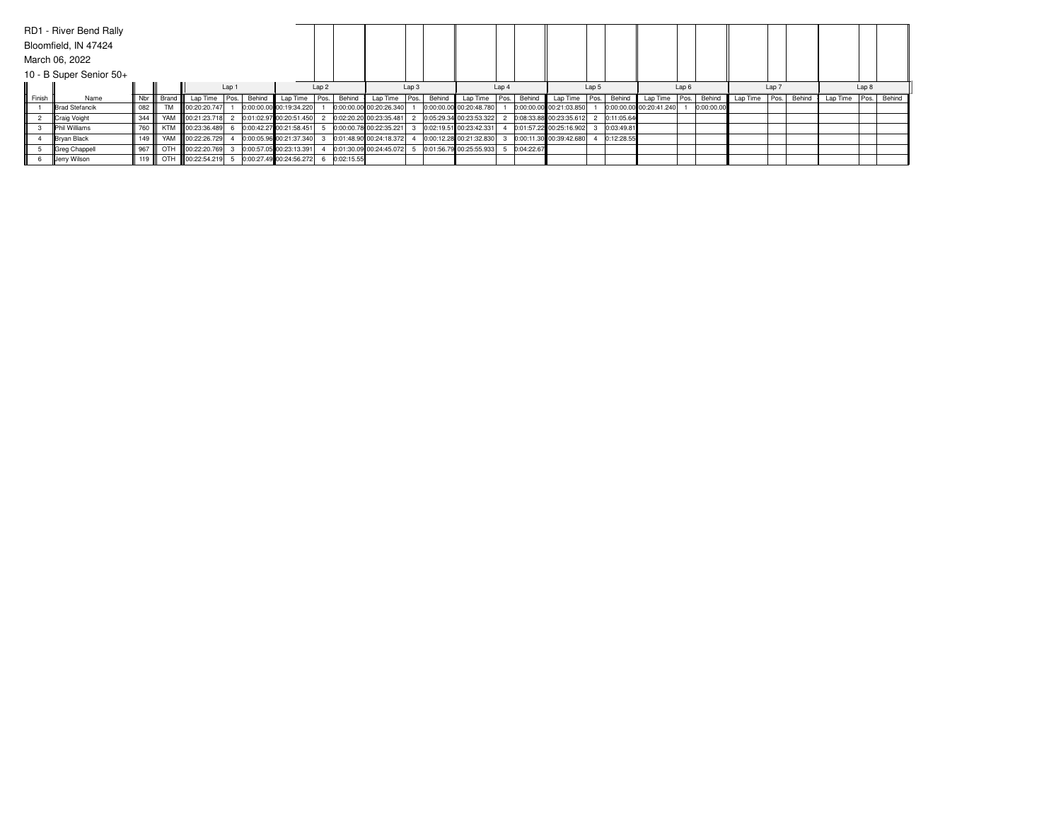RD1 - River Bend Rally

Bloomfield, IN 47424

March 06, 2022

10 - B Super Senior 50+

| | | | | Lap 1 | | | Lap 2 | | | Lap 3 | | | Lap 4 | | | Lap 5 | | | Lap 6 | | | Lap 7 | | | Lap 8 | | |
|---|---|---|---|---|---|---|---|---|---|---|---|---|---|---|---|---|---|---|---|---|---|---|---|---|---|---|---|
| Finish | Name | Nbr | Brand | Lap Time | Pos. | Behind | Lap Time | Pos. | Behind | Lap Time | Pos. | Behind | Lap Time | Pos. | Behind | Lap Time | Pos. | Behind | Lap Time | Pos. | Behind | Lap Time | Pos. | Behind | Lap Time | Pos. | Behind |
| 1 | Brad Stefancik | 082 | TM | 00:20:20.747 | 1 | 0:00:00.00 | 00:19:34.220 | 1 | 0:00:00.00 | 00:20:26.340 | 1 | 0:00:00.00 | 00:20:48.780 | 1 | 0:00:00.00 | 00:21:03.850 | 1 | 0:00:00.00 | 00:20:41.240 | 1 | 0:00:00.00 | | | | | | |
| 2 | Craig Voight | 344 | YAM | 00:21:23.718 | 2 | 0:01:02.97 | 00:20:51.450 | 2 | 0:02:20.20 | 00:23:35.481 | 2 | 0:05:29.34 | 00:23:53.322 | 2 | 0:08:33.88 | 00:23:35.612 | 2 | 0:11:05.64 | | | | | | | | | |
| 3 | Phil Williams | 760 | KTM | 00:23:36.489 | 6 | 0:00:42.27 | 00:21:58.451 | 5 | 0:00:00.78 | 00:22:35.221 | 3 | 0:02:19.51 | 00:23:42.331 | 4 | 0:01:57.22 | 00:25:16.902 | 3 | 0:03:49.81 | | | | | | | | | |
| 4 | Bryan Black | 149 | YAM | 00:22:26.729 | 4 | 0:00:05.96 | 00:21:37.340 | 3 | 0:01:48.90 | 00:24:18.372 | 4 | 0:00:12.28 | 00:21:32.830 | 3 | 0:00:11.30 | 00:39:42.680 | 4 | 0:12:28.55 | | | | | | | | | |
| 5 | Greg Chappell | 967 | OTH | 00:22:20.769 | 3 | 0:00:57.05 | 00:23:13.391 | 4 | 0:01:30.09 | 00:24:45.072 | 5 | 0:01:56.79 | 00:25:55.933 | 5 | 0:04:22.67 | | | | | | | | | | | | |
| 6 | Jerry Wilson | 119 | OTH | 00:22:54.219 | 5 | 0:00:27.49 | 00:24:56.272 | 6 | 0:02:15.55 | | | | | | | | | | | | | | | | | | |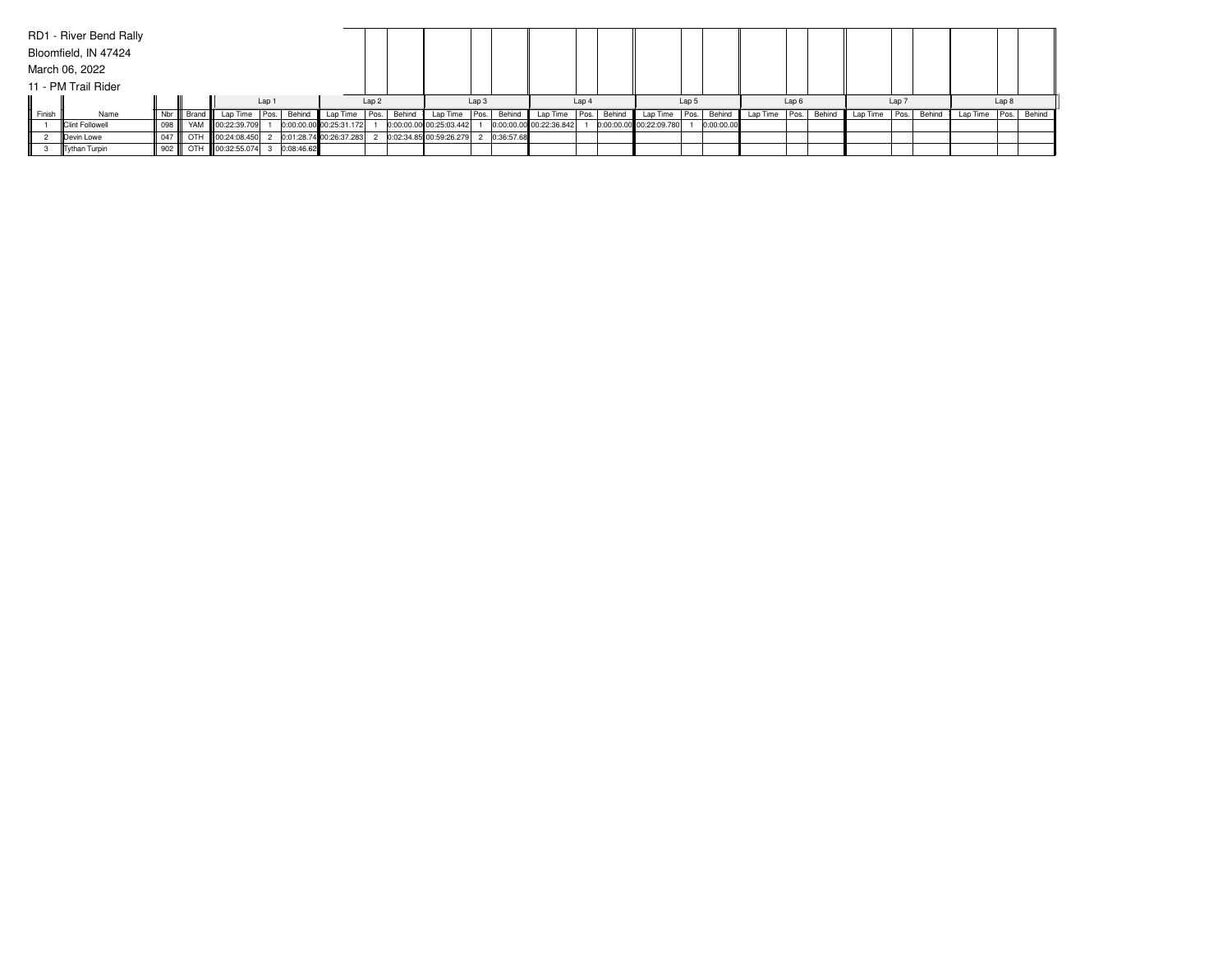RD1 - River Bend Rally

Bloomfield, IN 47424

March 06, 2022

11 - PM Trail Rider

| | | | | Lap 1 | | | Lap 2 | | | Lap 3 | | | Lap 4 | | | Lap 5 | | | Lap 6 | | | Lap 7 | | | Lap 8 | | |
|---|---|---|---|---|---|---|---|---|---|---|---|---|---|---|---|---|---|---|---|---|---|---|---|---|---|---|---|
| Finish | Name | Nbr | Brand | Lap Time | Pos. | Behind | Lap Time | Pos. | Behind | Lap Time | Pos. | Behind | Lap Time | Pos. | Behind | Lap Time | Pos. | Behind | Lap Time | Pos. | Behind | Lap Time | Pos. | Behind | Lap Time | Pos. | Behind |
| 1 | Clint Followell | 098 | YAM | 00:22:39.709 | 1 | 0:00:00.00 | 00:25:31.172 | 1 | 0:00:00.00 | 00:25:03.442 | 1 | 0:00:00.00 | 00:22:36.842 | 1 | 0:00:00.00 | 00:22:09.780 | 1 | 0:00:00.00 | | | | | | | | | |
| 2 | Devin Lowe | 047 | OTH | 00:24:08.450 | 2 | 0:01:28.74 | 00:26:37.283 | 2 | 0:02:34.85 | 00:59:26.279 | 2 | 0:36:57.68 | | | | | | | | | | | | | | | |
| 3 | Tythan Turpin | 902 | OTH | 00:32:55.074 | 3 | 0:08:46.62 | | | | | | | | | | | | | | | | | | | | | |